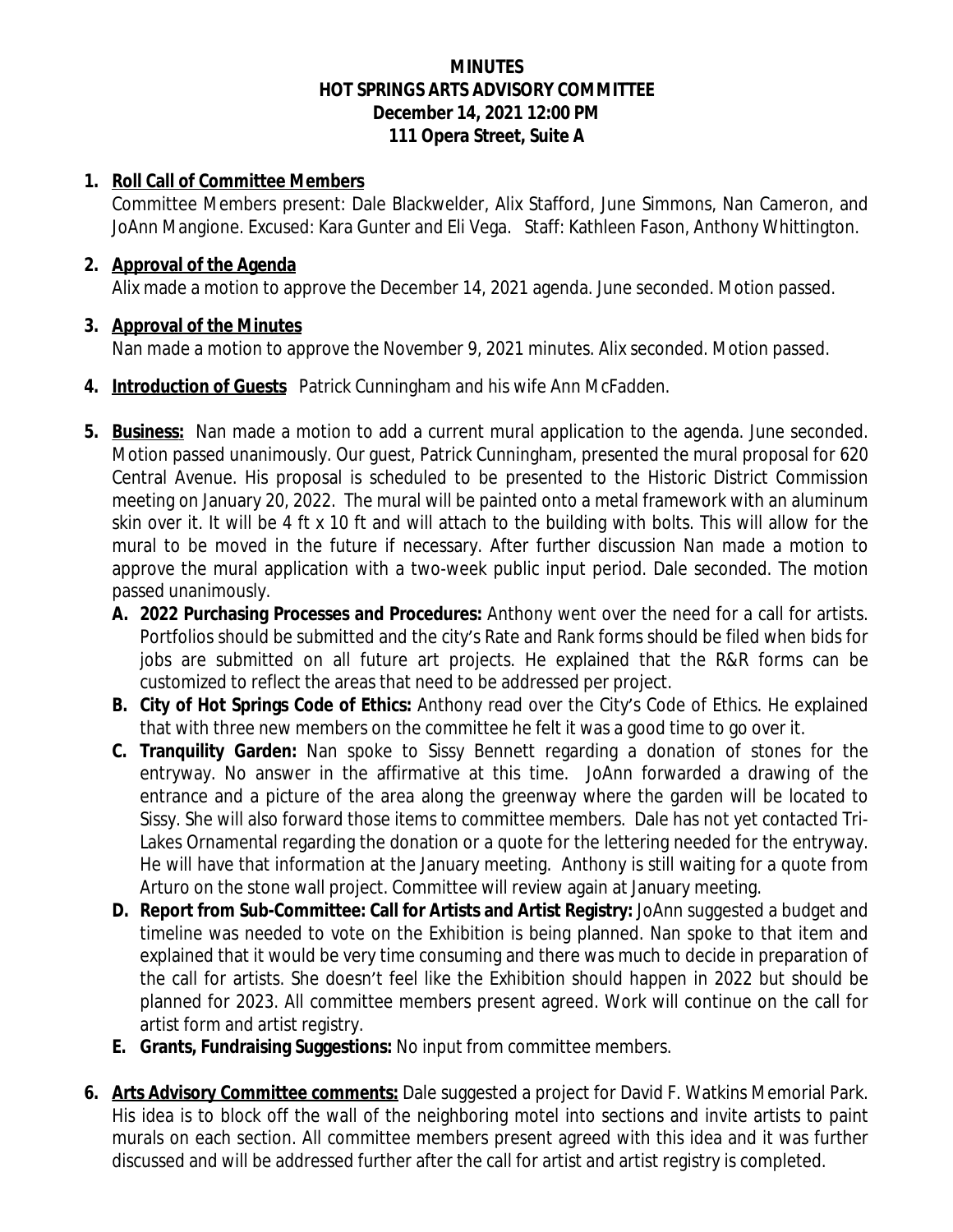# MINUTES
# HOT SPRINGS ARTS ADVISORY COMMITTEE
## December 14, 2021 12:00 PM
## 111 Opera Street, Suite A

1. **Roll Call of Committee Members**
   Committee Members present: Dale Blackwelder, Alix Stafford, June Simmons, Nan Cameron, and JoAnn Mangione. Excused: Kara Gunter and Eli Vega. Staff: Kathleen Fason, Anthony Whittington.

2. **Approval of the Agenda**
   Alix made a motion to approve the December 14, 2021 agenda. June seconded. Motion passed.

3. **Approval of the Minutes**
   Nan made a motion to approve the November 9, 2021 minutes. Alix seconded. Motion passed.

4. **Introduction of Guests** Patrick Cunningham and his wife Ann McFadden.

5. **Business:** Nan made a motion to add a current mural application to the agenda. June seconded. Motion passed unanimously. Our guest, Patrick Cunningham, presented the mural proposal for 620 Central Avenue. His proposal is scheduled to be presented to the Historic District Commission meeting on January 20, 2022. The mural will be painted onto a metal framework with an aluminum skin over it. It will be 4 ft x 10 ft and will attach to the building with bolts. This will allow for the mural to be moved in the future if necessary. After further discussion Nan made a motion to approve the mural application with a two-week public input period. Dale seconded. The motion passed unanimously.
   - **A. 2022 Purchasing Processes and Procedures:** Anthony went over the need for a call for artists. Portfolios should be submitted and the city's Rate and Rank forms should be filed when bids for jobs are submitted on all future art projects. He explained that the R&R forms can be customized to reflect the areas that need to be addressed per project.
   - **B. City of Hot Springs Code of Ethics:** Anthony read over the City's Code of Ethics. He explained that with three new members on the committee he felt it was a good time to go over it.
   - **C. Tranquility Garden:** Nan spoke to Sissy Bennett regarding a donation of stones for the entryway. No answer in the affirmative at this time. JoAnn forwarded a drawing of the entrance and a picture of the area along the greenway where the garden will be located to Sissy. She will also forward those items to committee members. Dale has not yet contacted Tri-Lakes Ornamental regarding the donation or a quote for the lettering needed for the entryway. He will have that information at the January meeting. Anthony is still waiting for a quote from Arturo on the stone wall project. Committee will review again at January meeting.
   - **D. Report from Sub-Committee: Call for Artists and Artist Registry:** JoAnn suggested a budget and timeline was needed to vote on the Exhibition is being planned. Nan spoke to that item and explained that it would be very time consuming and there was much to decide in preparation of the call for artists. She doesn't feel like the Exhibition should happen in 2022 but should be planned for 2023. All committee members present agreed. Work will continue on the call for artist form and artist registry.
   - **E. Grants, Fundraising Suggestions:** No input from committee members.

6. **Arts Advisory Committee comments:** Dale suggested a project for David F. Watkins Memorial Park. His idea is to block off the wall of the neighboring motel into sections and invite artists to paint murals on each section. All committee members present agreed with this idea and it was further discussed and will be addressed further after the call for artist and artist registry is completed.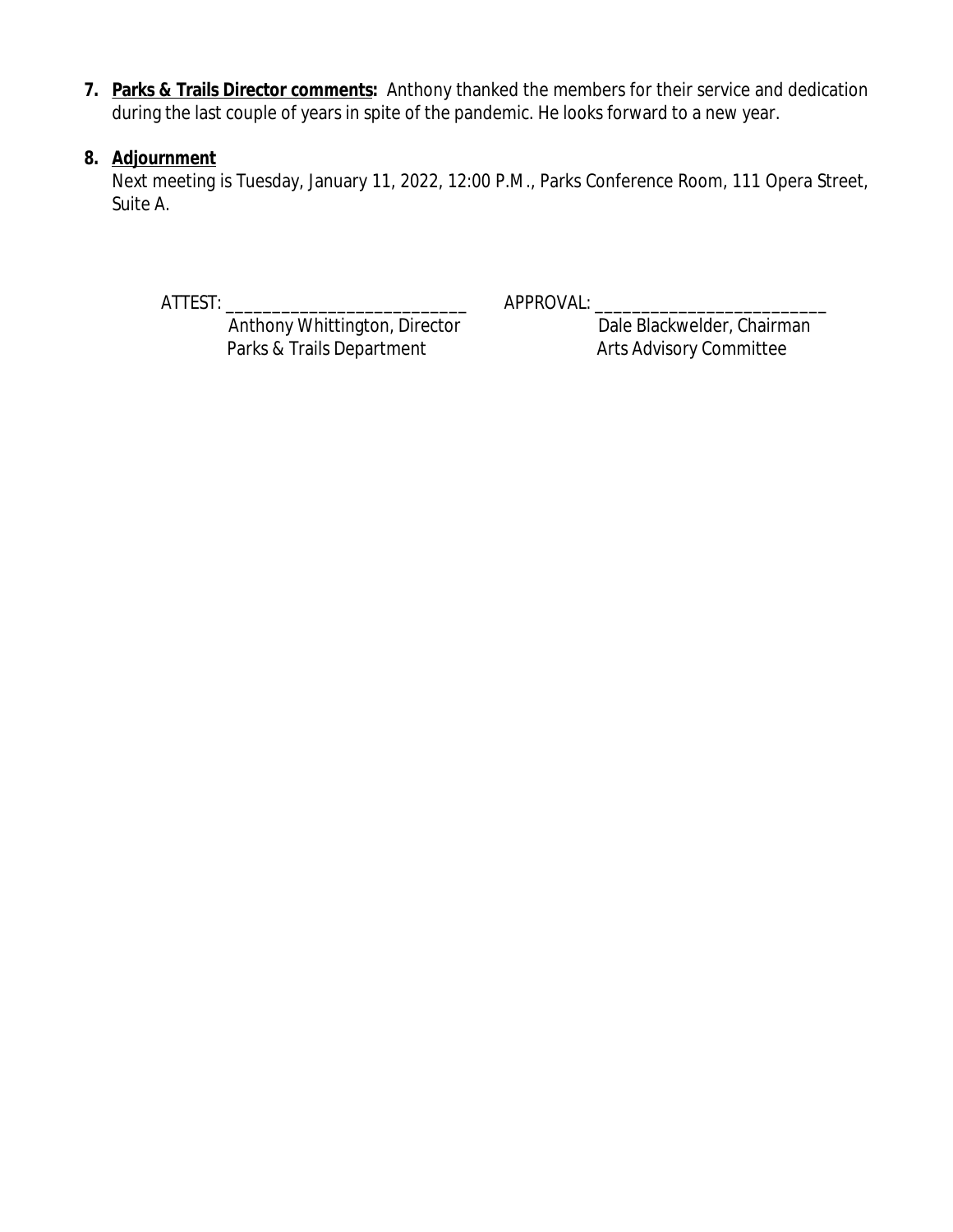7. **Parks & Trails Director comments:** Anthony thanked the members for their service and dedication during the last couple of years in spite of the pandemic. He looks forward to a new year.

8. **Adjournment**

   Next meeting is Tuesday, January 11, 2022, 12:00 P.M., Parks Conference Room, 111 Opera Street, Suite A.

ATTEST: ___________________________
Anthony Whittington, Director
Parks & Trails Department

APPROVAL: ___________________________
Dale Blackwelder, Chairman
Arts Advisory Committee